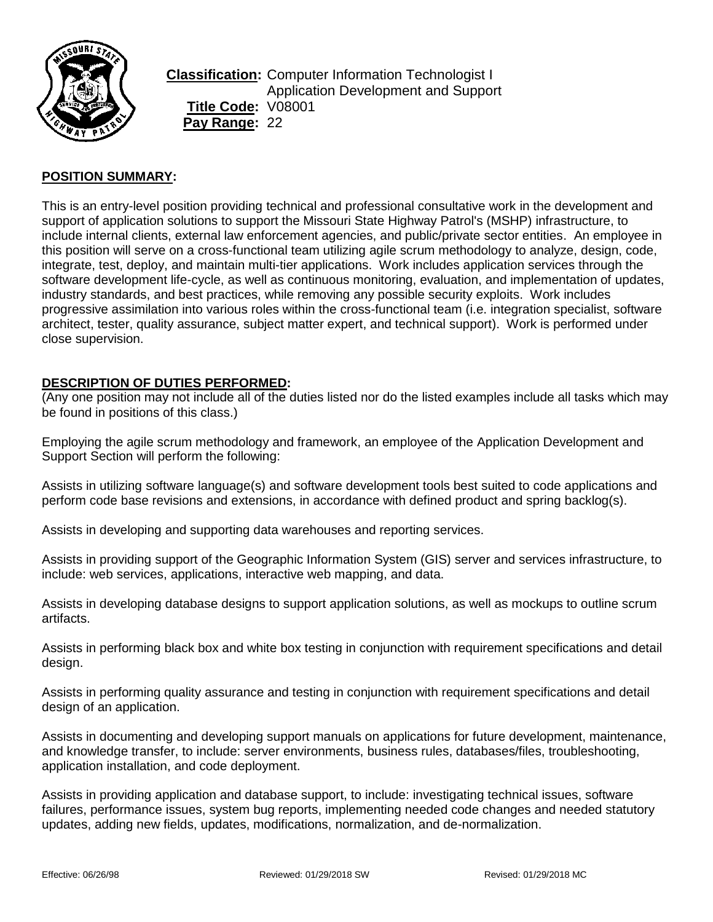**Classification:** Computer Information Technologist I
Application Development and Support
**Title Code:** V08001
**Pay Range:** 22

## POSITION SUMMARY:

This is an entry-level position providing technical and professional consultative work in the development and support of application solutions to support the Missouri State Highway Patrol's (MSHP) infrastructure, to include internal clients, external law enforcement agencies, and public/private sector entities. An employee in this position will serve on a cross-functional team utilizing agile scrum methodology to analyze, design, code, integrate, test, deploy, and maintain multi-tier applications. Work includes application services through the software development life-cycle, as well as continuous monitoring, evaluation, and implementation of updates, industry standards, and best practices, while removing any possible security exploits. Work includes progressive assimilation into various roles within the cross-functional team (i.e. integration specialist, software architect, tester, quality assurance, subject matter expert, and technical support). Work is performed under close supervision.

## DESCRIPTION OF DUTIES PERFORMED:

(Any one position may not include all of the duties listed nor do the listed examples include all tasks which may be found in positions of this class.)

Employing the agile scrum methodology and framework, an employee of the Application Development and Support Section will perform the following:

Assists in utilizing software language(s) and software development tools best suited to code applications and perform code base revisions and extensions, in accordance with defined product and spring backlog(s).

Assists in developing and supporting data warehouses and reporting services.

Assists in providing support of the Geographic Information System (GIS) server and services infrastructure, to include: web services, applications, interactive web mapping, and data.

Assists in developing database designs to support application solutions, as well as mockups to outline scrum artifacts.

Assists in performing black box and white box testing in conjunction with requirement specifications and detail design.

Assists in performing quality assurance and testing in conjunction with requirement specifications and detail design of an application.

Assists in documenting and developing support manuals on applications for future development, maintenance, and knowledge transfer, to include: server environments, business rules, databases/files, troubleshooting, application installation, and code deployment.

Assists in providing application and database support, to include: investigating technical issues, software failures, performance issues, system bug reports, implementing needed code changes and needed statutory updates, adding new fields, updates, modifications, normalization, and de-normalization.

Effective: 06/26/98 Reviewed: 01/29/2018 SW Revised: 01/29/2018 MC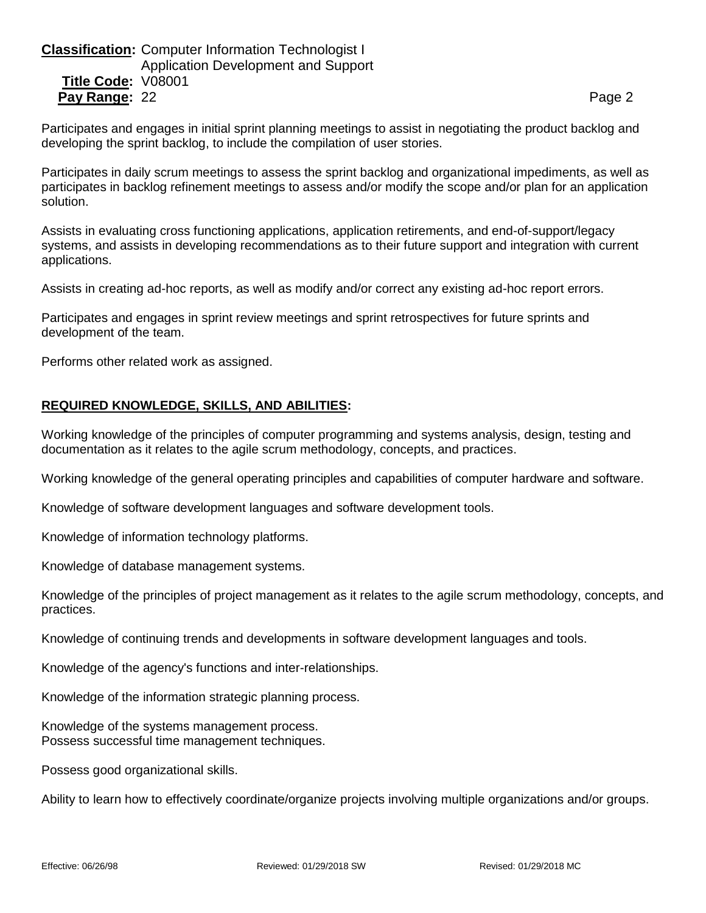Participates and engages in initial sprint planning meetings to assist in negotiating the product backlog and developing the sprint backlog, to include the compilation of user stories.

Participates in daily scrum meetings to assess the sprint backlog and organizational impediments, as well as participates in backlog refinement meetings to assess and/or modify the scope and/or plan for an application solution.

Assists in evaluating cross functioning applications, application retirements, and end-of-support/legacy systems, and assists in developing recommendations as to their future support and integration with current applications.

Assists in creating ad-hoc reports, as well as modify and/or correct any existing ad-hoc report errors.

Participates and engages in sprint review meetings and sprint retrospectives for future sprints and development of the team.

Performs other related work as assigned.

## REQUIRED KNOWLEDGE, SKILLS, AND ABILITIES:

Working knowledge of the principles of computer programming and systems analysis, design, testing and documentation as it relates to the agile scrum methodology, concepts, and practices.

Working knowledge of the general operating principles and capabilities of computer hardware and software.

Knowledge of software development languages and software development tools.

Knowledge of information technology platforms.

Knowledge of database management systems.

Knowledge of the principles of project management as it relates to the agile scrum methodology, concepts, and practices.

Knowledge of continuing trends and developments in software development languages and tools.

Knowledge of the agency's functions and inter-relationships.

Knowledge of the information strategic planning process.

Knowledge of the systems management process.
Possess successful time management techniques.

Possess good organizational skills.

Ability to learn how to effectively coordinate/organize projects involving multiple organizations and/or groups.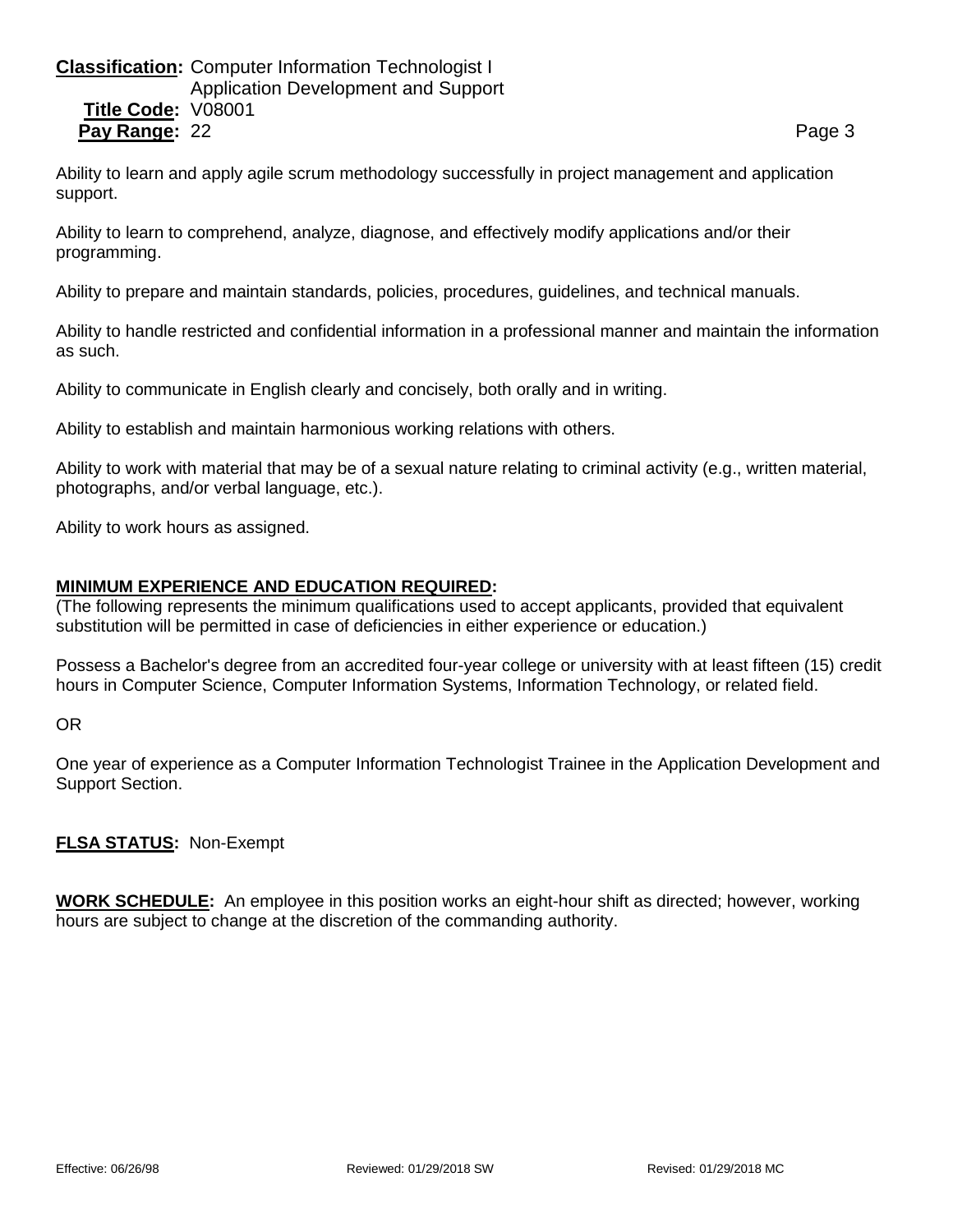Ability to learn and apply agile scrum methodology successfully in project management and application support.

Ability to learn to comprehend, analyze, diagnose, and effectively modify applications and/or their programming.

Ability to prepare and maintain standards, policies, procedures, guidelines, and technical manuals.

Ability to handle restricted and confidential information in a professional manner and maintain the information as such.

Ability to communicate in English clearly and concisely, both orally and in writing.

Ability to establish and maintain harmonious working relations with others.

Ability to work with material that may be of a sexual nature relating to criminal activity (e.g., written material, photographs, and/or verbal language, etc.).

Ability to work hours as assigned.

## MINIMUM EXPERIENCE AND EDUCATION REQUIRED:

(The following represents the minimum qualifications used to accept applicants, provided that equivalent substitution will be permitted in case of deficiencies in either experience or education.)

Possess a Bachelor's degree from an accredited four-year college or university with at least fifteen (15) credit hours in Computer Science, Computer Information Systems, Information Technology, or related field.

OR

One year of experience as a Computer Information Technologist Trainee in the Application Development and Support Section.

**FLSA STATUS:** Non-Exempt

**WORK SCHEDULE:** An employee in this position works an eight-hour shift as directed; however, working hours are subject to change at the discretion of the commanding authority.